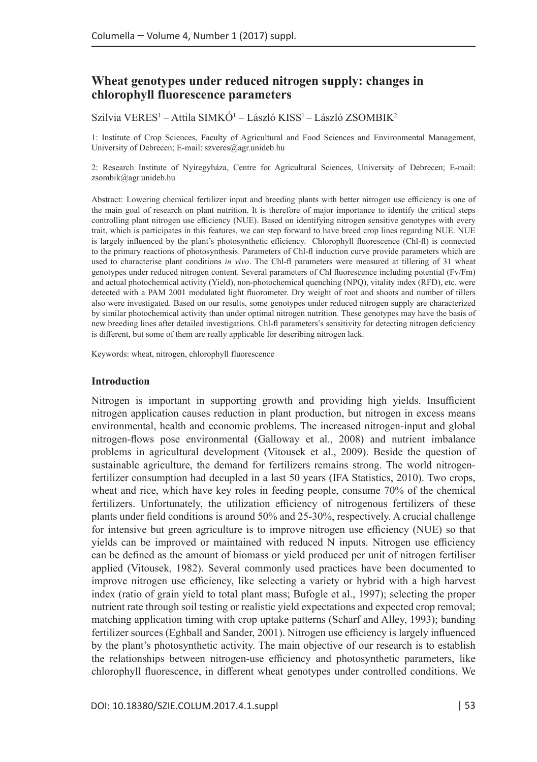# Wheat genotypes under reduced nitrogen supply: changes in chlorophyll fluorescence parameters

Szilvia VERES[1] – Attila SIMKÓ[1] – László KISS[1] – László ZSOMBIK[2]

1: Institute of Crop Sciences, Faculty of Agricultural and Food Sciences and Environmental Management, University of Debrecen; E-mail: szveres@agr.unideb.hu

2: Research Institute of Nyíregyháza, Centre for Agricultural Sciences, University of Debrecen; E-mail: zsombik@agr.unideb.hu

Abstract: Lowering chemical fertilizer input and breeding plants with better nitrogen use efficiency is one of the main goal of research on plant nutrition. It is therefore of major importance to identify the critical steps controlling plant nitrogen use efficiency (NUE). Based on identifying nitrogen sensitive genotypes with every trait, which is participates in this features, we can step forward to have breed crop lines regarding NUE. NUE is largely influenced by the plant's photosynthetic efficiency. Chlorophyll fluorescence (Chl-fl) is connected to the primary reactions of photosynthesis. Parameters of Chl-fl induction curve provide parameters which are used to characterise plant conditions *in vivo*. The Chl-fl parameters were measured at tillering of 31 wheat genotypes under reduced nitrogen content. Several parameters of Chl fluorescence including potential (Fv/Fm) and actual photochemical activity (Yield), non-photochemical quenching (NPQ), vitality index (RFD), etc. were detected with a PAM 2001 modulated light fluorometer. Dry weight of root and shoots and number of tillers also were investigated. Based on our results, some genotypes under reduced nitrogen supply are characterized by similar photochemical activity than under optimal nitrogen nutrition. These genotypes may have the basis of new breeding lines after detailed investigations. Chl-fl parameters's sensitivity for detecting nitrogen deficiency is different, but some of them are really applicable for describing nitrogen lack.

Keywords: wheat, nitrogen, chlorophyll fluorescence

## Introduction

Nitrogen is important in supporting growth and providing high yields. Insufficient nitrogen application causes reduction in plant production, but nitrogen in excess means environmental, health and economic problems. The increased nitrogen-input and global nitrogen-flows pose environmental (Galloway et al., 2008) and nutrient imbalance problems in agricultural development (Vitousek et al., 2009). Beside the question of sustainable agriculture, the demand for fertilizers remains strong. The world nitrogen-fertilizer consumption had decupled in a last 50 years (IFA Statistics, 2010). Two crops, wheat and rice, which have key roles in feeding people, consume 70% of the chemical fertilizers. Unfortunately, the utilization efficiency of nitrogenous fertilizers of these plants under field conditions is around 50% and 25-30%, respectively. A crucial challenge for intensive but green agriculture is to improve nitrogen use efficiency (NUE) so that yields can be improved or maintained with reduced N inputs. Nitrogen use efficiency can be defined as the amount of biomass or yield produced per unit of nitrogen fertiliser applied (Vitousek, 1982). Several commonly used practices have been documented to improve nitrogen use efficiency, like selecting a variety or hybrid with a high harvest index (ratio of grain yield to total plant mass; Bufogle et al., 1997); selecting the proper nutrient rate through soil testing or realistic yield expectations and expected crop removal; matching application timing with crop uptake patterns (Scharf and Alley, 1993); banding fertilizer sources (Eghball and Sander, 2001). Nitrogen use efficiency is largely influenced by the plant's photosynthetic activity. The main objective of our research is to establish the relationships between nitrogen-use efficiency and photosynthetic parameters, like chlorophyll fluorescence, in different wheat genotypes under controlled conditions. We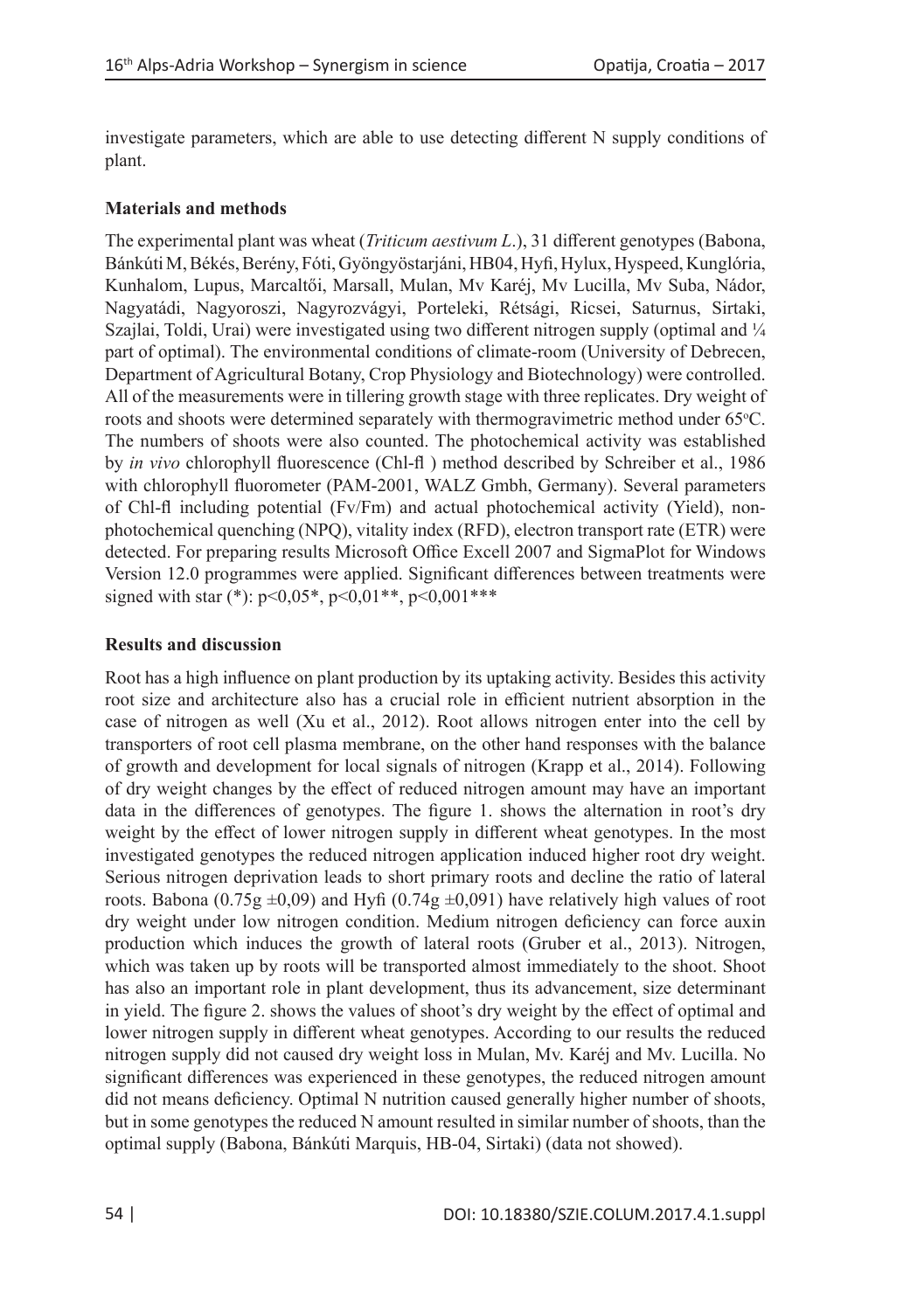investigate parameters, which are able to use detecting different N supply conditions of plant.

### Materials and methods

The experimental plant was wheat (*Triticum aestivum L*.), 31 different genotypes (Babona, Bánkúti M, Békés, Berény, Fóti, Gyöngyöstarjáni, HB04, Hyfi, Hylux, Hyspeed, Kunglória, Kunhalom, Lupus, Marcaltői, Marsall, Mulan, Mv Karéj, Mv Lucilla, Mv Suba, Nádor, Nagyatádi, Nagyoroszi, Nagyrozvágyi, Porteleki, Rétsági, Ricsei, Saturnus, Sirtaki, Szajlai, Toldi, Urai) were investigated using two different nitrogen supply (optimal and ¼ part of optimal). The environmental conditions of climate-room (University of Debrecen, Department of Agricultural Botany, Crop Physiology and Biotechnology) were controlled. All of the measurements were in tillering growth stage with three replicates. Dry weight of roots and shoots were determined separately with thermogravimetric method under 65°C. The numbers of shoots were also counted. The photochemical activity was established by *in vivo* chlorophyll fluorescence (Chl-fl ) method described by Schreiber et al., 1986 with chlorophyll fluorometer (PAM-2001, WALZ Gmbh, Germany). Several parameters of Chl-fl including potential (Fv/Fm) and actual photochemical activity (Yield), non-photochemical quenching (NPQ), vitality index (RFD), electron transport rate (ETR) were detected. For preparing results Microsoft Office Excell 2007 and SigmaPlot for Windows Version 12.0 programmes were applied. Significant differences between treatments were signed with star (*): p<0,05*, p<0,01**, p<0,001***

### Results and discussion

Root has a high influence on plant production by its uptaking activity. Besides this activity root size and architecture also has a crucial role in efficient nutrient absorption in the case of nitrogen as well (Xu et al., 2012). Root allows nitrogen enter into the cell by transporters of root cell plasma membrane, on the other hand responses with the balance of growth and development for local signals of nitrogen (Krapp et al., 2014). Following of dry weight changes by the effect of reduced nitrogen amount may have an important data in the differences of genotypes. The figure 1. shows the alternation in root's dry weight by the effect of lower nitrogen supply in different wheat genotypes. In the most investigated genotypes the reduced nitrogen application induced higher root dry weight. Serious nitrogen deprivation leads to short primary roots and decline the ratio of lateral roots. Babona (0.75g ±0,09) and Hyfi (0.74g ±0,091) have relatively high values of root dry weight under low nitrogen condition. Medium nitrogen deficiency can force auxin production which induces the growth of lateral roots (Gruber et al., 2013). Nitrogen, which was taken up by roots will be transported almost immediately to the shoot. Shoot has also an important role in plant development, thus its advancement, size determinant in yield. The figure 2. shows the values of shoot's dry weight by the effect of optimal and lower nitrogen supply in different wheat genotypes. According to our results the reduced nitrogen supply did not caused dry weight loss in Mulan, Mv. Karéj and Mv. Lucilla. No significant differences was experienced in these genotypes, the reduced nitrogen amount did not means deficiency. Optimal N nutrition caused generally higher number of shoots, but in some genotypes the reduced N amount resulted in similar number of shoots, than the optimal supply (Babona, Bánkúti Marquis, HB-04, Sirtaki) (data not showed).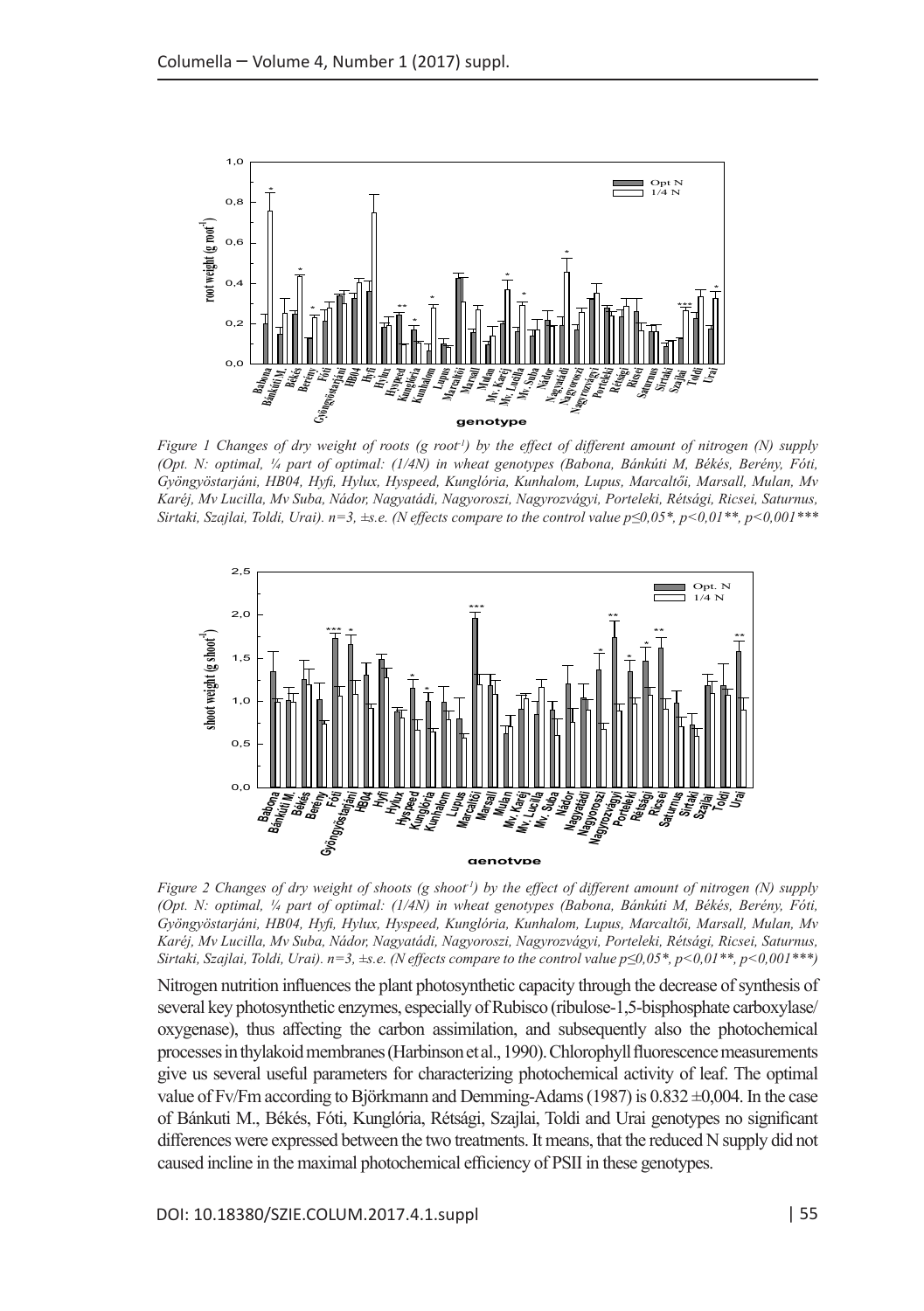*Figure 1 Changes of dry weight of roots (g root⁻¹) by the effect of different amount of nitrogen (N) supply (Opt. N: optimal, ¼ part of optimal: (1/4N) in wheat genotypes (Babona, Bánkúti M, Békés, Berény, Fóti, Gyöngyöstarjáni, HB04, Hyfi, Hylux, Hyspeed, Kunglória, Kunhalom, Lupus, Marcaltői, Marsall, Mulan, Mv Karéj, Mv Lucilla, Mv Suba, Nádor, Nagyatádi, Nagyoroszi, Nagyrozvágyi, Porteleki, Rétsági, Ricsei, Saturnus, Sirtaki, Szajlai, Toldi, Urai). n=3, ±s.e. (N effects compare to the control value $p \leq 0,05$*, $p < 0,01$**, $p < 0,001$***)*

*Figure 2 Changes of dry weight of shoots (g shoot⁻¹) by the effect of different amount of nitrogen (N) supply (Opt. N: optimal, ¼ part of optimal: (1/4N) in wheat genotypes (Babona, Bánkúti M, Békés, Berény, Fóti, Gyöngyöstarjáni, HB04, Hyfi, Hylux, Hyspeed, Kunglória, Kunhalom, Lupus, Marcaltői, Marsall, Mulan, Mv Karéj, Mv Lucilla, Mv Suba, Nádor, Nagyatádi, Nagyoroszi, Nagyrozvágyi, Porteleki, Rétsági, Ricsei, Saturnus, Sirtaki, Szajlai, Toldi, Urai). n=3, ±s.e. (N effects compare to the control value $p \leq 0,05$*, $p < 0,01$**, $p < 0,001$***)*

Nitrogen nutrition influences the plant photosynthetic capacity through the decrease of synthesis of several key photosynthetic enzymes, especially of Rubisco (ribulose-1,5-bisphosphate carboxylase/oxygenase), thus affecting the carbon assimilation, and subsequently also the photochemical processes in thylakoid membranes (Harbinson et al., 1990). Chlorophyll fluorescence measurements give us several useful parameters for characterizing photochemical activity of leaf. The optimal value of Fv/Fm according to Björkmann and Demming-Adams (1987) is 0.832 ±0,004. In the case of Bánkuti M., Békés, Fóti, Kunglória, Rétsági, Szajlai, Toldi and Urai genotypes no significant differences were expressed between the two treatments. It means, that the reduced N supply did not caused incline in the maximal photochemical efficiency of PSII in these genotypes.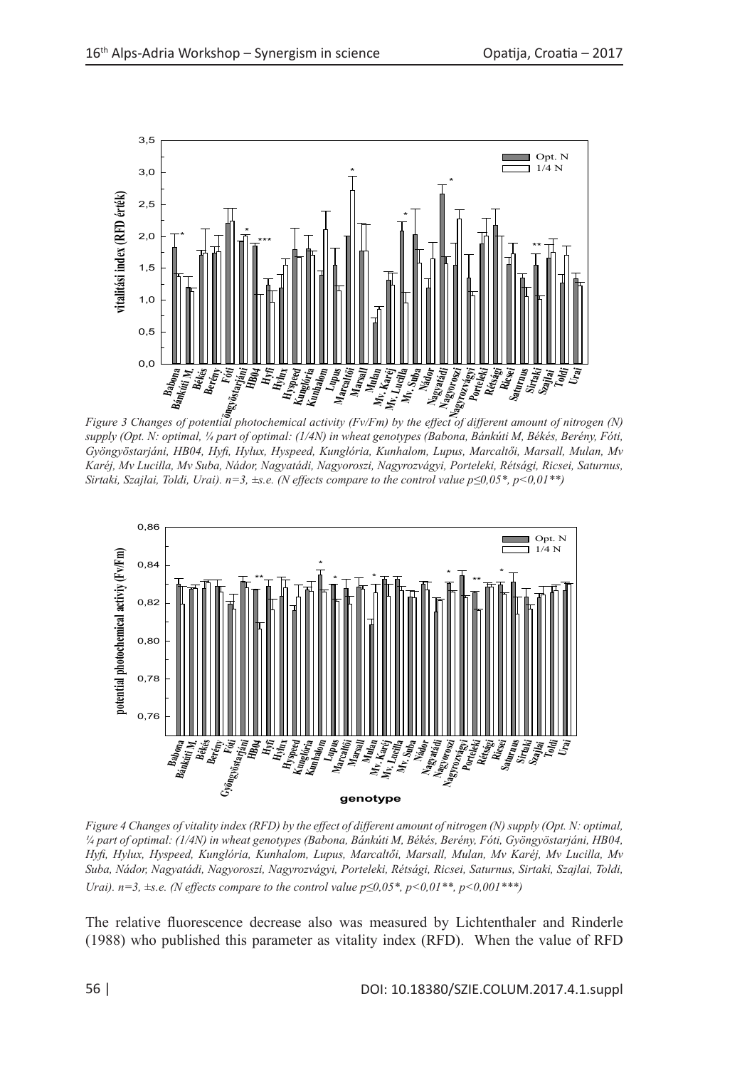*Figure 3 Changes of potential photochemical activity (Fv/Fm) by the effect of different amount of nitrogen (N) supply (Opt. N: optimal, ¼ part of optimal: (1/4N) in wheat genotypes (Babona, Bánkúti M, Békés, Berény, Fóti, Gyöngyöstarjáni, HB04, Hyfi, Hylux, Hyspeed, Kunglória, Kunhalom, Lupus, Marcaltői, Marsall, Mulan, Mv Karéj, Mv Lucilla, Mv Suba, Nádor, Nagyatádi, Nagyoroszi, Nagyrozvágyi, Porteleki, Rétsági, Ricsei, Saturnus, Sirtaki, Szajlai, Toldi, Urai). n=3, ±s.e. (N effects compare to the control value p≤0,05*, p<0,01**)*

*Figure 4 Changes of vitality index (RFD) by the effect of different amount of nitrogen (N) supply (Opt. N: optimal, ¼ part of optimal: (1/4N) in wheat genotypes (Babona, Bánkúti M, Békés, Berény, Fóti, Gyöngyöstarjáni, HB04, Hyfi, Hylux, Hyspeed, Kunglória, Kunhalom, Lupus, Marcaltői, Marsall, Mulan, Mv Karéj, Mv Lucilla, Mv Suba, Nádor, Nagyatádi, Nagyoroszi, Nagyrozvágyi, Porteleki, Rétsági, Ricsei, Saturnus, Sirtaki, Szajlai, Toldi, Urai). n=3, ±s.e. (N effects compare to the control value p≤0,05*, p<0,01**, p<0,001***)*

The relative fluorescence decrease also was measured by Lichtenthaler and Rinderle (1988) who published this parameter as vitality index (RFD). When the value of RFD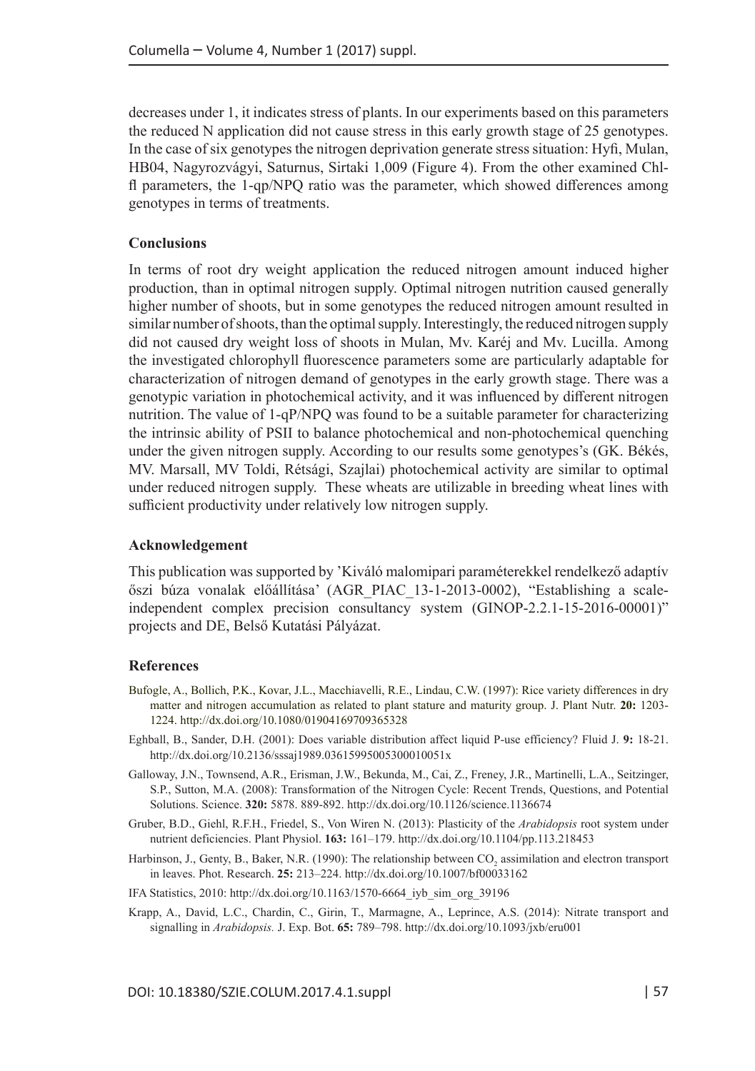decreases under 1, it indicates stress of plants. In our experiments based on this parameters the reduced N application did not cause stress in this early growth stage of 25 genotypes. In the case of six genotypes the nitrogen deprivation generate stress situation: Hyfi, Mulan, HB04, Nagyrozvágyi, Saturnus, Sirtaki 1,009 (Figure 4). From the other examined Chl-fl parameters, the 1-qp/NPQ ratio was the parameter, which showed differences among genotypes in terms of treatments.

### Conclusions

In terms of root dry weight application the reduced nitrogen amount induced higher production, than in optimal nitrogen supply. Optimal nitrogen nutrition caused generally higher number of shoots, but in some genotypes the reduced nitrogen amount resulted in similar number of shoots, than the optimal supply. Interestingly, the reduced nitrogen supply did not caused dry weight loss of shoots in Mulan, Mv. Karéj and Mv. Lucilla. Among the investigated chlorophyll fluorescence parameters some are particularly adaptable for characterization of nitrogen demand of genotypes in the early growth stage. There was a genotypic variation in photochemical activity, and it was influenced by different nitrogen nutrition. The value of 1-qP/NPQ was found to be a suitable parameter for characterizing the intrinsic ability of PSII to balance photochemical and non-photochemical quenching under the given nitrogen supply. According to our results some genotypes's (GK. Békés, MV. Marsall, MV Toldi, Rétsági, Szajlai) photochemical activity are similar to optimal under reduced nitrogen supply. These wheats are utilizable in breeding wheat lines with sufficient productivity under relatively low nitrogen supply.

### Acknowledgement

This publication was supported by 'Kiváló malomipari paraméterekkel rendelkező adaptív őszi búza vonalak előállítása' (AGR_PIAC_13-1-2013-0002), "Establishing a scale-independent complex precision consultancy system (GINOP-2.2.1-15-2016-00001)" projects and DE, Belső Kutatási Pályázat.

### References

Bufogle, A., Bollich, P.K., Kovar, J.L., Macchiavelli, R.E., Lindau, C.W. (1997): Rice variety differences in dry matter and nitrogen accumulation as related to plant stature and maturity group. J. Plant Nutr. **20:** 1203-1224. http://dx.doi.org/10.1080/01904169709365328

Eghball, B., Sander, D.H. (2001): Does variable distribution affect liquid P-use efficiency? Fluid J. **9:** 18-21. http://dx.doi.org/10.2136/sssaj1989.03615995005300010051x

Galloway, J.N., Townsend, A.R., Erisman, J.W., Bekunda, M., Cai, Z., Freney, J.R., Martinelli, L.A., Seitzinger, S.P., Sutton, M.A. (2008): Transformation of the Nitrogen Cycle: Recent Trends, Questions, and Potential Solutions. Science. **320:** 5878. 889-892. http://dx.doi.org/10.1126/science.1136674

Gruber, B.D., Giehl, R.F.H., Friedel, S., Von Wiren N. (2013): Plasticity of the *Arabidopsis* root system under nutrient deficiencies. Plant Physiol. **163:** 161–179. http://dx.doi.org/10.1104/pp.113.218453

Harbinson, J., Genty, B., Baker, N.R. (1990): The relationship between $CO_2$ assimilation and electron transport in leaves. Phot. Research. **25:** 213–224. http://dx.doi.org/10.1007/bf00033162

IFA Statistics, 2010: http://dx.doi.org/10.1163/1570-6664_iyb_sim_org_39196

Krapp, A., David, L.C., Chardin, C., Girin, T., Marmagne, A., Leprince, A.S. (2014): Nitrate transport and signalling in *Arabidopsis.* J. Exp. Bot. **65:** 789–798. http://dx.doi.org/10.1093/jxb/eru001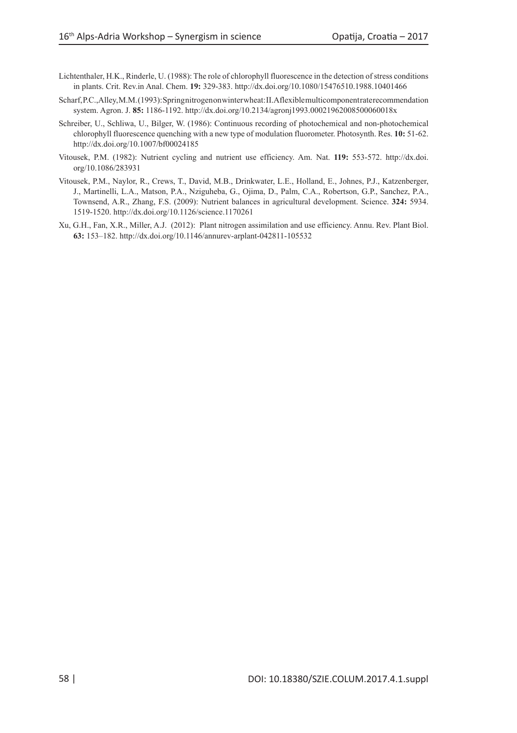Lichtenthaler, H.K., Rinderle, U. (1988): The role of chlorophyll fluorescence in the detection of stress conditions in plants. Crit. Rev.in Anal. Chem. **19:** 329-383. http://dx.doi.org/10.1080/15476510.1988.10401466

Scharf,P.C.,Alley,M.M.(1993):Springnitrogenonwinterwheat:II.Aflexiblemulticomponentraterecommendation system. Agron. J. **85:** 1186-1192. http://dx.doi.org/10.2134/agronj1993.00021962008500060018x

Schreiber, U., Schliwa, U., Bilger, W. (1986): Continuous recording of photochemical and non-photochemical chlorophyll fluorescence quenching with a new type of modulation fluorometer. Photosynth. Res. **10:** 51-62. http://dx.doi.org/10.1007/bf00024185

Vitousek, P.M. (1982): Nutrient cycling and nutrient use efficiency. Am. Nat. **119:** 553-572. http://dx.doi.org/10.1086/283931

Vitousek, P.M., Naylor, R., Crews, T., David, M.B., Drinkwater, L.E., Holland, E., Johnes, P.J., Katzenberger, J., Martinelli, L.A., Matson, P.A., Nziguheba, G., Ojima, D., Palm, C.A., Robertson, G.P., Sanchez, P.A., Townsend, A.R., Zhang, F.S. (2009): Nutrient balances in agricultural development. Science. **324:** 5934. 1519-1520. http://dx.doi.org/10.1126/science.1170261

Xu, G.H., Fan, X.R., Miller, A.J. (2012): Plant nitrogen assimilation and use efficiency. Annu. Rev. Plant Biol. **63:** 153–182. http://dx.doi.org/10.1146/annurev-arplant-042811-105532